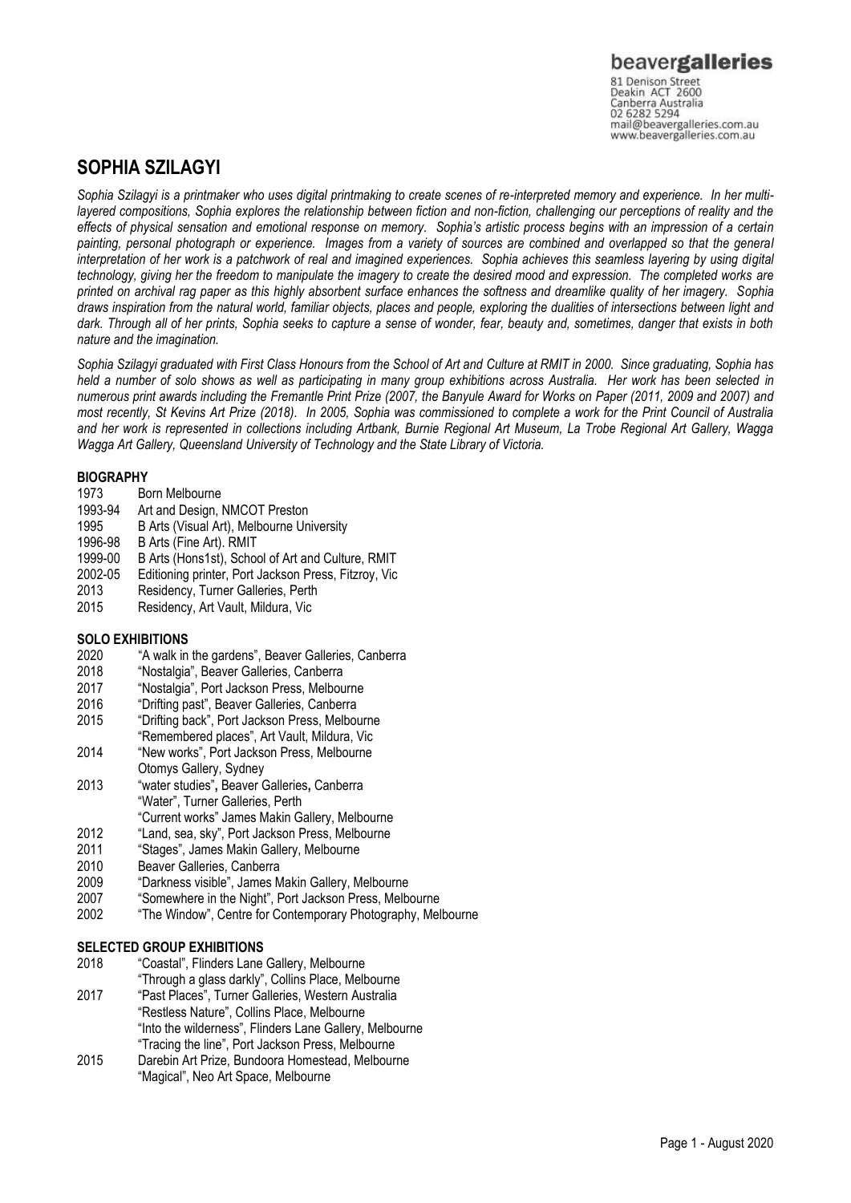beavergalleries
81 Denison Street
Deakin ACT 2600
Canberra Australia
02 6282 5294
mail@beavergalleries.com.au
www.beavergalleries.com.au

# SOPHIA SZILAGYI

*Sophia Szilagyi is a printmaker who uses digital printmaking to create scenes of re-interpreted memory and experience. In her multi-layered compositions, Sophia explores the relationship between fiction and non-fiction, challenging our perceptions of reality and the effects of physical sensation and emotional response on memory. Sophia's artistic process begins with an impression of a certain painting, personal photograph or experience. Images from a variety of sources are combined and overlapped so that the general interpretation of her work is a patchwork of real and imagined experiences. Sophia achieves this seamless layering by using digital technology, giving her the freedom to manipulate the imagery to create the desired mood and expression. The completed works are printed on archival rag paper as this highly absorbent surface enhances the softness and dreamlike quality of her imagery. Sophia draws inspiration from the natural world, familiar objects, places and people, exploring the dualities of intersections between light and dark. Through all of her prints, Sophia seeks to capture a sense of wonder, fear, beauty and, sometimes, danger that exists in both nature and the imagination.*

*Sophia Szilagyi graduated with First Class Honours from the School of Art and Culture at RMIT in 2000. Since graduating, Sophia has held a number of solo shows as well as participating in many group exhibitions across Australia. Her work has been selected in numerous print awards including the Fremantle Print Prize (2007, the Banyule Award for Works on Paper (2011, 2009 and 2007) and most recently, St Kevins Art Prize (2018). In 2005, Sophia was commissioned to complete a work for the Print Council of Australia and her work is represented in collections including Artbank, Burnie Regional Art Museum, La Trobe Regional Art Gallery, Wagga Wagga Art Gallery, Queensland University of Technology and the State Library of Victoria.*

## BIOGRAPHY

1973 Born Melbourne
1993-94 Art and Design, NMCOT Preston
1995 B Arts (Visual Art), Melbourne University
1996-98 B Arts (Fine Art). RMIT
1999-00 B Arts (Hons1st), School of Art and Culture, RMIT
2002-05 Editioning printer, Port Jackson Press, Fitzroy, Vic
2013 Residency, Turner Galleries, Perth
2015 Residency, Art Vault, Mildura, Vic

## SOLO EXHIBITIONS

2020 "A walk in the gardens", Beaver Galleries, Canberra
2018 "Nostalgia", Beaver Galleries, Canberra
2017 "Nostalgia", Port Jackson Press, Melbourne
2016 "Drifting past", Beaver Galleries, Canberra
2015 "Drifting back", Port Jackson Press, Melbourne
"Remembered places", Art Vault, Mildura, Vic
2014 "New works", Port Jackson Press, Melbourne
Otomys Gallery, Sydney
2013 "water studies", Beaver Galleries, Canberra
"Water", Turner Galleries, Perth
"Current works" James Makin Gallery, Melbourne
2012 "Land, sea, sky", Port Jackson Press, Melbourne
2011 "Stages", James Makin Gallery, Melbourne
2010 Beaver Galleries, Canberra
2009 "Darkness visible", James Makin Gallery, Melbourne
2007 "Somewhere in the Night", Port Jackson Press, Melbourne
2002 "The Window", Centre for Contemporary Photography, Melbourne

## SELECTED GROUP EXHIBITIONS

2018 "Coastal", Flinders Lane Gallery, Melbourne
"Through a glass darkly", Collins Place, Melbourne
2017 "Past Places", Turner Galleries, Western Australia
"Restless Nature", Collins Place, Melbourne
"Into the wilderness", Flinders Lane Gallery, Melbourne
"Tracing the line", Port Jackson Press, Melbourne
2015 Darebin Art Prize, Bundoora Homestead, Melbourne
"Magical", Neo Art Space, Melbourne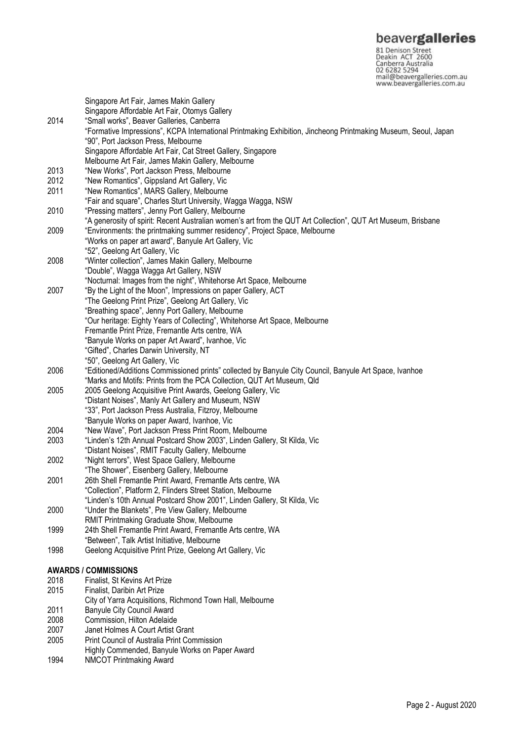| | |
|---|---|
| | Singapore Art Fair, James Makin Gallery |
| | Singapore Affordable Art Fair, Otomys Gallery |
| 2014 | "Small works", Beaver Galleries, Canberra |
| | "Formative Impressions", KCPA International Printmaking Exhibition, Jincheong Printmaking Museum, Seoul, Japan |
| | "90", Port Jackson Press, Melbourne |
| | Singapore Affordable Art Fair, Cat Street Gallery, Singapore |
| | Melbourne Art Fair, James Makin Gallery, Melbourne |
| 2013 | "New Works", Port Jackson Press, Melbourne |
| 2012 | "New Romantics", Gippsland Art Gallery, Vic |
| 2011 | "New Romantics", MARS Gallery, Melbourne |
| | "Fair and square", Charles Sturt University, Wagga Wagga, NSW |
| 2010 | "Pressing matters", Jenny Port Gallery, Melbourne |
| | "A generosity of spirit: Recent Australian women's art from the QUT Art Collection", QUT Art Museum, Brisbane |
| 2009 | "Environments: the printmaking summer residency", Project Space, Melbourne |
| | "Works on paper art award", Banyule Art Gallery, Vic |
| | "52", Geelong Art Gallery, Vic |
| 2008 | "Winter collection", James Makin Gallery, Melbourne |
| | "Double", Wagga Wagga Art Gallery, NSW |
| | "Nocturnal: Images from the night", Whitehorse Art Space, Melbourne |
| 2007 | "By the Light of the Moon", Impressions on paper Gallery, ACT |
| | "The Geelong Print Prize", Geelong Art Gallery, Vic |
| | "Breathing space", Jenny Port Gallery, Melbourne |
| | "Our heritage: Eighty Years of Collecting", Whitehorse Art Space, Melbourne |
| | Fremantle Print Prize, Fremantle Arts centre, WA |
| | "Banyule Works on paper Art Award", Ivanhoe, Vic |
| | "Gifted", Charles Darwin University, NT |
| | "50", Geelong Art Gallery, Vic |
| 2006 | "Editioned/Additions Commissioned prints" collected by Banyule City Council, Banyule Art Space, Ivanhoe |
| | "Marks and Motifs: Prints from the PCA Collection, QUT Art Museum, Qld |
| 2005 | 2005 Geelong Acquisitive Print Awards, Geelong Gallery, Vic |
| | "Distant Noises", Manly Art Gallery and Museum, NSW |
| | "33", Port Jackson Press Australia, Fitzroy, Melbourne |
| | "Banyule Works on paper Award, Ivanhoe, Vic |
| 2004 | "New Wave", Port Jackson Press Print Room, Melbourne |
| 2003 | "Linden's 12th Annual Postcard Show 2003", Linden Gallery, St Kilda, Vic |
| | "Distant Noises", RMIT Faculty Gallery, Melbourne |
| 2002 | "Night terrors", West Space Gallery, Melbourne |
| | "The Shower", Eisenberg Gallery, Melbourne |
| 2001 | 26th Shell Fremantle Print Award, Fremantle Arts centre, WA |
| | "Collection", Platform 2, Flinders Street Station, Melbourne |
| | "Linden's 10th Annual Postcard Show 2001", Linden Gallery, St Kilda, Vic |
| 2000 | "Under the Blankets", Pre View Gallery, Melbourne |
| | RMIT Printmaking Graduate Show, Melbourne |
| 1999 | 24th Shell Fremantle Print Award, Fremantle Arts centre, WA |
| | "Between", Talk Artist Initiative, Melbourne |
| 1998 | Geelong Acquisitive Print Prize, Geelong Art Gallery, Vic |

**AWARDS / COMMISSIONS**

| | |
|---|---|
| 2018 | Finalist, St Kevins Art Prize |
| 2015 | Finalist, Daribin Art Prize |
| | City of Yarra Acquisitions, Richmond Town Hall, Melbourne |
| 2011 | Banyule City Council Award |
| 2008 | Commission, Hilton Adelaide |
| 2007 | Janet Holmes A Court Artist Grant |
| 2005 | Print Council of Australia Print Commission |
| | Highly Commended, Banyule Works on Paper Award |
| 1994 | NMCOT Printmaking Award |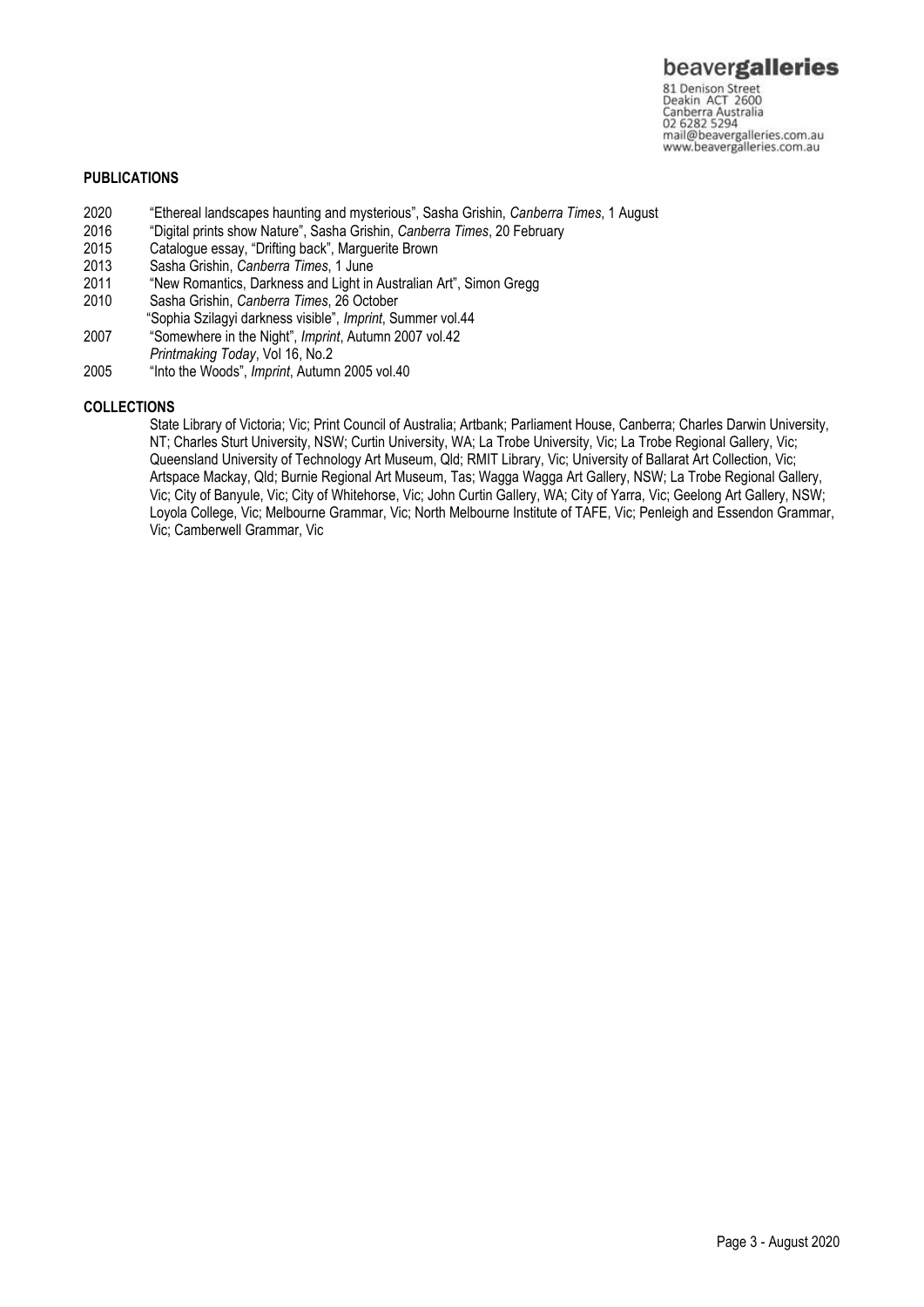## PUBLICATIONS

2020 "Ethereal landscapes haunting and mysterious", Sasha Grishin, *Canberra Times*, 1 August
2016 "Digital prints show Nature", Sasha Grishin, *Canberra Times*, 20 February
2015 Catalogue essay, "Drifting back", Marguerite Brown
2013 Sasha Grishin, *Canberra Times*, 1 June
2011 "New Romantics, Darkness and Light in Australian Art", Simon Gregg
2010 Sasha Grishin, *Canberra Times*, 26 October
"Sophia Szilagyi darkness visible", *Imprint*, Summer vol.44
2007 "Somewhere in the Night", *Imprint*, Autumn 2007 vol.42
*Printmaking Today*, Vol 16, No.2
2005 "Into the Woods", *Imprint*, Autumn 2005 vol.40

## COLLECTIONS

State Library of Victoria; Vic; Print Council of Australia; Artbank; Parliament House, Canberra; Charles Darwin University, NT; Charles Sturt University, NSW; Curtin University, WA; La Trobe University, Vic; La Trobe Regional Gallery, Vic; Queensland University of Technology Art Museum, Qld; RMIT Library, Vic; University of Ballarat Art Collection, Vic; Artspace Mackay, Qld; Burnie Regional Art Museum, Tas; Wagga Wagga Art Gallery, NSW; La Trobe Regional Gallery, Vic; City of Banyule, Vic; City of Whitehorse, Vic; John Curtin Gallery, WA; City of Yarra, Vic; Geelong Art Gallery, NSW; Loyola College, Vic; Melbourne Grammar, Vic; North Melbourne Institute of TAFE, Vic; Penleigh and Essendon Grammar, Vic; Camberwell Grammar, Vic